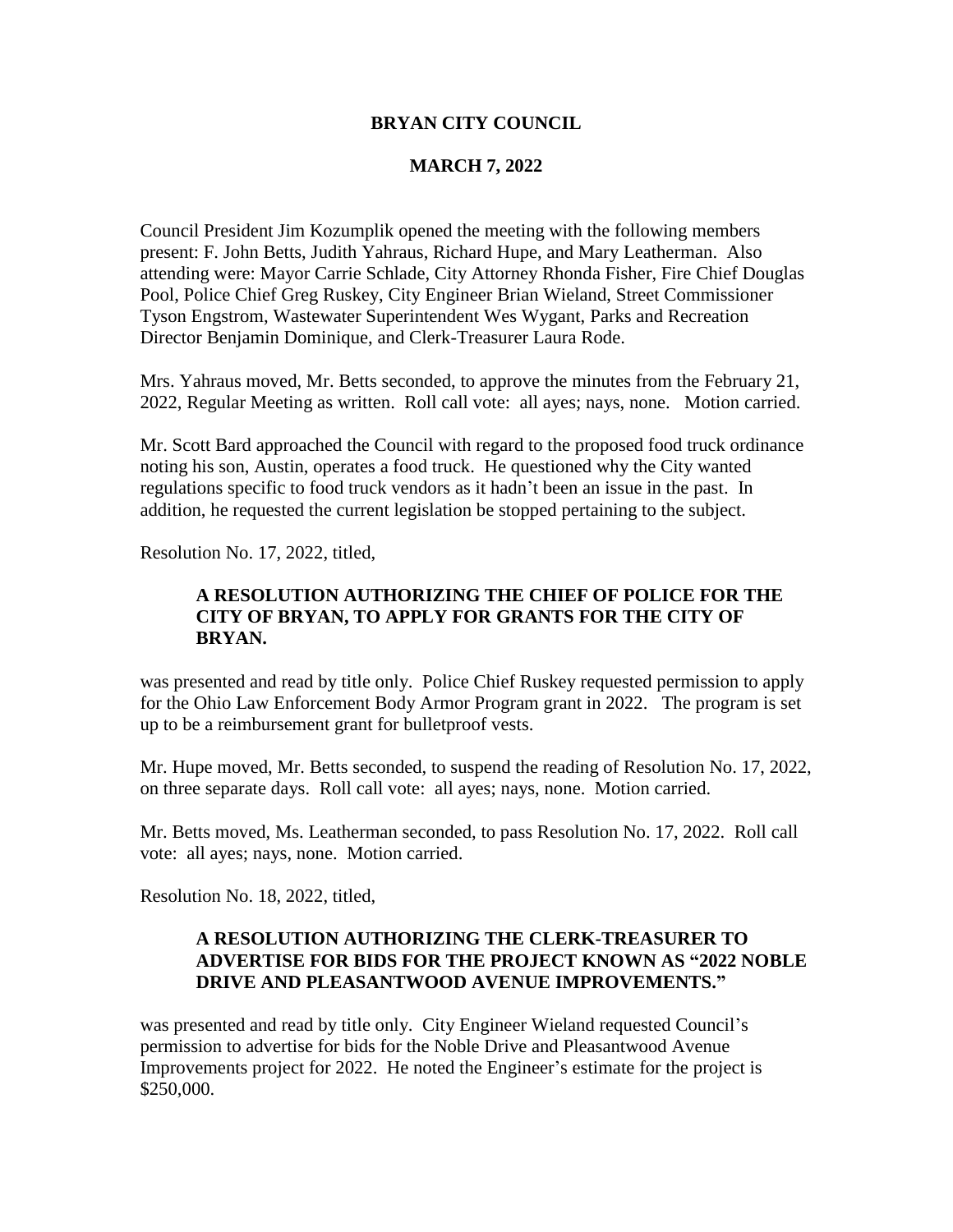**BRYAN CITY COUNCIL**

**MARCH 7, 2022**

Council President Jim Kozumplik opened the meeting with the following members present: F. John Betts, Judith Yahraus, Richard Hupe, and Mary Leatherman. Also attending were: Mayor Carrie Schlade, City Attorney Rhonda Fisher, Fire Chief Douglas Pool, Police Chief Greg Ruskey, City Engineer Brian Wieland, Street Commissioner Tyson Engstrom, Wastewater Superintendent Wes Wygant, Parks and Recreation Director Benjamin Dominique, and Clerk-Treasurer Laura Rode.

Mrs. Yahraus moved, Mr. Betts seconded, to approve the minutes from the February 21, 2022, Regular Meeting as written. Roll call vote: all ayes; nays, none. Motion carried.

Mr. Scott Bard approached the Council with regard to the proposed food truck ordinance noting his son, Austin, operates a food truck. He questioned why the City wanted regulations specific to food truck vendors as it hadn't been an issue in the past. In addition, he requested the current legislation be stopped pertaining to the subject.

Resolution No. 17, 2022, titled,

> **A RESOLUTION AUTHORIZING THE CHIEF OF POLICE FOR THE CITY OF BRYAN, TO APPLY FOR GRANTS FOR THE CITY OF BRYAN.**

was presented and read by title only. Police Chief Ruskey requested permission to apply for the Ohio Law Enforcement Body Armor Program grant in 2022. The program is set up to be a reimbursement grant for bulletproof vests.

Mr. Hupe moved, Mr. Betts seconded, to suspend the reading of Resolution No. 17, 2022, on three separate days. Roll call vote: all ayes; nays, none. Motion carried.

Mr. Betts moved, Ms. Leatherman seconded, to pass Resolution No. 17, 2022. Roll call vote: all ayes; nays, none. Motion carried.

Resolution No. 18, 2022, titled,

> **A RESOLUTION AUTHORIZING THE CLERK-TREASURER TO ADVERTISE FOR BIDS FOR THE PROJECT KNOWN AS "2022 NOBLE DRIVE AND PLEASANTWOOD AVENUE IMPROVEMENTS."**

was presented and read by title only. City Engineer Wieland requested Council's permission to advertise for bids for the Noble Drive and Pleasantwood Avenue Improvements project for 2022. He noted the Engineer's estimate for the project is $250,000.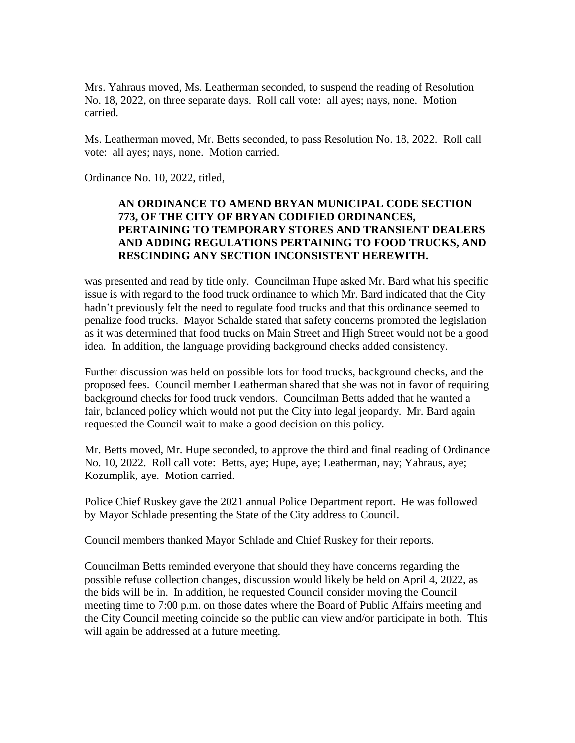Mrs. Yahraus moved, Ms. Leatherman seconded, to suspend the reading of Resolution No. 18, 2022, on three separate days. Roll call vote: all ayes; nays, none. Motion carried.

Ms. Leatherman moved, Mr. Betts seconded, to pass Resolution No. 18, 2022. Roll call vote: all ayes; nays, none. Motion carried.

Ordinance No. 10, 2022, titled,

> **AN ORDINANCE TO AMEND BRYAN MUNICIPAL CODE SECTION 773, OF THE CITY OF BRYAN CODIFIED ORDINANCES, PERTAINING TO TEMPORARY STORES AND TRANSIENT DEALERS AND ADDING REGULATIONS PERTAINING TO FOOD TRUCKS, AND RESCINDING ANY SECTION INCONSISTENT HEREWITH.**

was presented and read by title only. Councilman Hupe asked Mr. Bard what his specific issue is with regard to the food truck ordinance to which Mr. Bard indicated that the City hadn't previously felt the need to regulate food trucks and that this ordinance seemed to penalize food trucks. Mayor Schalde stated that safety concerns prompted the legislation as it was determined that food trucks on Main Street and High Street would not be a good idea. In addition, the language providing background checks added consistency.

Further discussion was held on possible lots for food trucks, background checks, and the proposed fees. Council member Leatherman shared that she was not in favor of requiring background checks for food truck vendors. Councilman Betts added that he wanted a fair, balanced policy which would not put the City into legal jeopardy. Mr. Bard again requested the Council wait to make a good decision on this policy.

Mr. Betts moved, Mr. Hupe seconded, to approve the third and final reading of Ordinance No. 10, 2022. Roll call vote: Betts, aye; Hupe, aye; Leatherman, nay; Yahraus, aye; Kozumplik, aye. Motion carried.

Police Chief Ruskey gave the 2021 annual Police Department report. He was followed by Mayor Schlade presenting the State of the City address to Council.

Council members thanked Mayor Schlade and Chief Ruskey for their reports.

Councilman Betts reminded everyone that should they have concerns regarding the possible refuse collection changes, discussion would likely be held on April 4, 2022, as the bids will be in. In addition, he requested Council consider moving the Council meeting time to 7:00 p.m. on those dates where the Board of Public Affairs meeting and the City Council meeting coincide so the public can view and/or participate in both. This will again be addressed at a future meeting.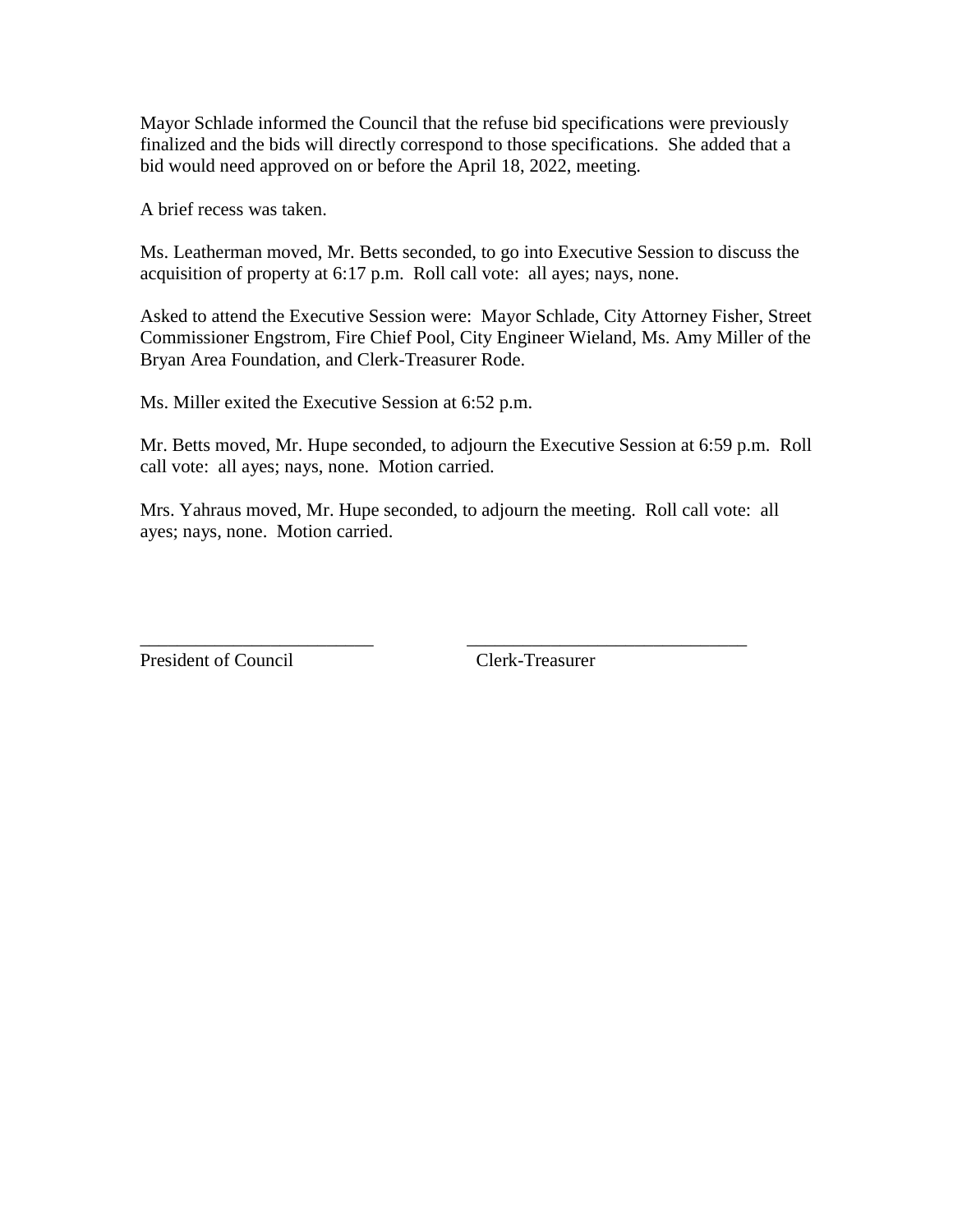Mayor Schlade informed the Council that the refuse bid specifications were previously finalized and the bids will directly correspond to those specifications. She added that a bid would need approved on or before the April 18, 2022, meeting.

A brief recess was taken.

Ms. Leatherman moved, Mr. Betts seconded, to go into Executive Session to discuss the acquisition of property at 6:17 p.m. Roll call vote: all ayes; nays, none.

Asked to attend the Executive Session were: Mayor Schlade, City Attorney Fisher, Street Commissioner Engstrom, Fire Chief Pool, City Engineer Wieland, Ms. Amy Miller of the Bryan Area Foundation, and Clerk-Treasurer Rode.

Ms. Miller exited the Executive Session at 6:52 p.m.

Mr. Betts moved, Mr. Hupe seconded, to adjourn the Executive Session at 6:59 p.m. Roll call vote: all ayes; nays, none. Motion carried.

Mrs. Yahraus moved, Mr. Hupe seconded, to adjourn the meeting. Roll call vote: all ayes; nays, none. Motion carried.

_________________________ _____________________________

President of Council Clerk-Treasurer